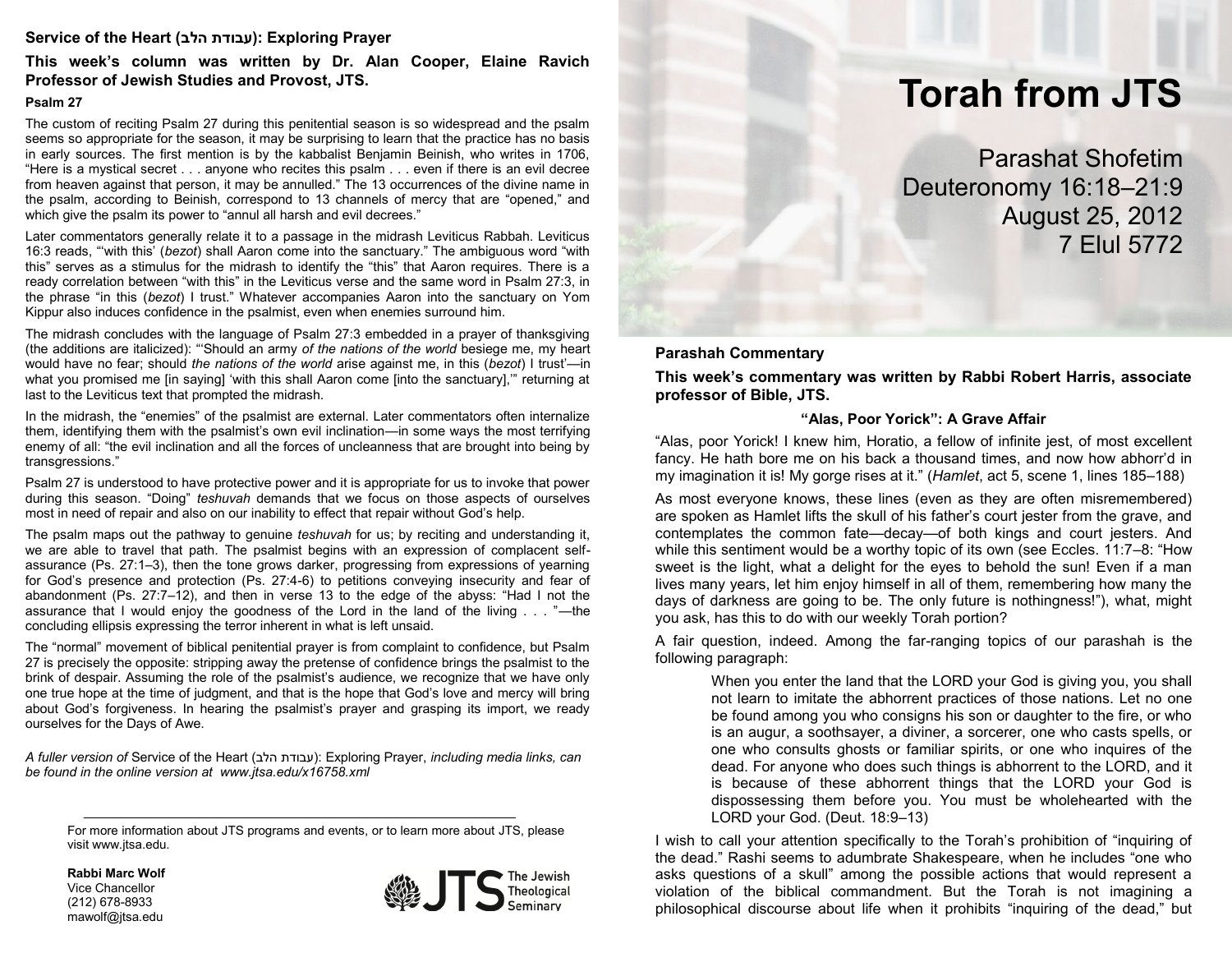# Torah from JTS

Parashat Shofetim
Deuteronomy 16:18–21:9
August 25, 2012
7 Elul 5772

## Parashah Commentary

**This week's commentary was written by Rabbi Robert Harris, associate professor of Bible, JTS.**

### "Alas, Poor Yorick": A Grave Affair

"Alas, poor Yorick! I knew him, Horatio, a fellow of infinite jest, of most excellent fancy. He hath bore me on his back a thousand times, and now how abhorr'd in my imagination it is! My gorge rises at it." (*Hamlet*, act 5, scene 1, lines 185–188)

As most everyone knows, these lines (even as they are often misremembered) are spoken as Hamlet lifts the skull of his father's court jester from the grave, and contemplates the common fate—decay—of both kings and court jesters. And while this sentiment would be a worthy topic of its own (see Eccles. 11:7–8: "How sweet is the light, what a delight for the eyes to behold the sun! Even if a man lives many years, let him enjoy himself in all of them, remembering how many the days of darkness are going to be. The only future is nothingness!"), what, might you ask, has this to do with our weekly Torah portion?

A fair question, indeed. Among the far-ranging topics of our parashah is the following paragraph:

> When you enter the land that the LORD your God is giving you, you shall not learn to imitate the abhorrent practices of those nations. Let no one be found among you who consigns his son or daughter to the fire, or who is an augur, a soothsayer, a diviner, a sorcerer, one who casts spells, or one who consults ghosts or familiar spirits, or one who inquires of the dead. For anyone who does such things is abhorrent to the LORD, and it is because of these abhorrent things that the LORD your God is dispossessing them before you. You must be wholehearted with the LORD your God. (Deut. 18:9–13)

I wish to call your attention specifically to the Torah's prohibition of "inquiring of the dead." Rashi seems to adumbrate Shakespeare, when he includes "one who asks questions of a skull" among the possible actions that would represent a violation of the biblical commandment. But the Torah is not imagining a philosophical discourse about life when it prohibits "inquiring of the dead," but

## Service of the Heart (עבודת הלב): Exploring Prayer

**This week's column was written by Dr. Alan Cooper, Elaine Ravich Professor of Jewish Studies and Provost, JTS.**

### Psalm 27

The custom of reciting Psalm 27 during this penitential season is so widespread and the psalm seems so appropriate for the season, it may be surprising to learn that the practice has no basis in early sources. The first mention is by the kabbalist Benjamin Beinish, who writes in 1706, "Here is a mystical secret . . . anyone who recites this psalm . . . even if there is an evil decree from heaven against that person, it may be annulled." The 13 occurrences of the divine name in the psalm, according to Beinish, correspond to 13 channels of mercy that are "opened," and which give the psalm its power to "annul all harsh and evil decrees."

Later commentators generally relate it to a passage in the midrash Leviticus Rabbah. Leviticus 16:3 reads, "'with this' (*bezot*) shall Aaron come into the sanctuary." The ambiguous word "with this" serves as a stimulus for the midrash to identify the "this" that Aaron requires. There is a ready correlation between "with this" in the Leviticus verse and the same word in Psalm 27:3, in the phrase "in this (*bezot*) I trust." Whatever accompanies Aaron into the sanctuary on Yom Kippur also induces confidence in the psalmist, even when enemies surround him.

The midrash concludes with the language of Psalm 27:3 embedded in a prayer of thanksgiving (the additions are italicized): "'Should an army *of the nations of the world* besiege me, my heart would have no fear; should *the nations of the world* arise against me, in this (*bezot*) I trust'—in what you promised me [in saying] 'with this shall Aaron come [into the sanctuary],'" returning at last to the Leviticus text that prompted the midrash.

In the midrash, the "enemies" of the psalmist are external. Later commentators often internalize them, identifying them with the psalmist's own evil inclination—in some ways the most terrifying enemy of all: "the evil inclination and all the forces of uncleanness that are brought into being by transgressions."

Psalm 27 is understood to have protective power and it is appropriate for us to invoke that power during this season. "Doing" *teshuvah* demands that we focus on those aspects of ourselves most in need of repair and also on our inability to effect that repair without God's help.

The psalm maps out the pathway to genuine *teshuvah* for us; by reciting and understanding it, we are able to travel that path. The psalmist begins with an expression of complacent self-assurance (Ps. 27:1–3), then the tone grows darker, progressing from expressions of yearning for God's presence and protection (Ps. 27:4-6) to petitions conveying insecurity and fear of abandonment (Ps. 27:7–12), and then in verse 13 to the edge of the abyss: "Had I not the assurance that I would enjoy the goodness of the Lord in the land of the living . . . "—the concluding ellipsis expressing the terror inherent in what is left unsaid.

The "normal" movement of biblical penitential prayer is from complaint to confidence, but Psalm 27 is precisely the opposite: stripping away the pretense of confidence brings the psalmist to the brink of despair. Assuming the role of the psalmist's audience, we recognize that we have only one true hope at the time of judgment, and that is the hope that God's love and mercy will bring about God's forgiveness. In hearing the psalmist's prayer and grasping its import, we ready ourselves for the Days of Awe.

*A fuller version of* Service of the Heart (עבודת הלב): Exploring Prayer, *including media links, can be found in the online version at www.jtsa.edu/x16758.xml*

---

For more information about JTS programs and events, or to learn more about JTS, please visit www.jtsa.edu.

**Rabbi Marc Wolf**
Vice Chancellor
(212) 678-8933
mawolf@jtsa.edu

JTS The Jewish Theological Seminary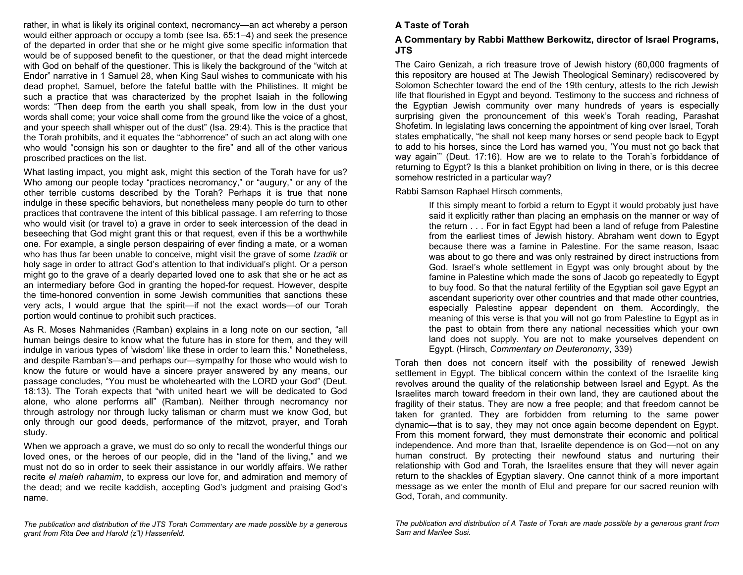rather, in what is likely its original context, necromancy—an act whereby a person would either approach or occupy a tomb (see Isa. 65:1–4) and seek the presence of the departed in order that she or he might give some specific information that would be of supposed benefit to the questioner, or that the dead might intercede with God on behalf of the questioner. This is likely the background of the "witch at Endor" narrative in 1 Samuel 28, when King Saul wishes to communicate with his dead prophet, Samuel, before the fateful battle with the Philistines. It might be such a practice that was characterized by the prophet Isaiah in the following words: "Then deep from the earth you shall speak, from low in the dust your words shall come; your voice shall come from the ground like the voice of a ghost, and your speech shall whisper out of the dust" (Isa. 29:4). This is the practice that the Torah prohibits, and it equates the "abhorrence" of such an act along with one who would "consign his son or daughter to the fire" and all of the other various proscribed practices on the list.

What lasting impact, you might ask, might this section of the Torah have for us? Who among our people today "practices necromancy," or "augury," or any of the other terrible customs described by the Torah? Perhaps it is true that none indulge in these specific behaviors, but nonetheless many people do turn to other practices that contravene the intent of this biblical passage. I am referring to those who would visit (or travel to) a grave in order to seek intercession of the dead in beseeching that God might grant this or that request, even if this be a worthwhile one. For example, a single person despairing of ever finding a mate, or a woman who has thus far been unable to conceive, might visit the grave of some *tzadik* or holy sage in order to attract God's attention to that individual's plight. Or a person might go to the grave of a dearly departed loved one to ask that she or he act as an intermediary before God in granting the hoped-for request. However, despite the time-honored convention in some Jewish communities that sanctions these very acts, I would argue that the spirit—if not the exact words—of our Torah portion would continue to prohibit such practices.

As R. Moses Nahmanides (Ramban) explains in a long note on our section, "all human beings desire to know what the future has in store for them, and they will indulge in various types of 'wisdom' like these in order to learn this." Nonetheless, and despite Ramban's—and perhaps our—sympathy for those who would wish to know the future or would have a sincere prayer answered by any means, our passage concludes, "You must be wholehearted with the LORD your God" (Deut. 18:13). The Torah expects that "with united heart we will be dedicated to God alone, who alone performs all" (Ramban). Neither through necromancy nor through astrology nor through lucky talisman or charm must we know God, but only through our good deeds, performance of the mitzvot, prayer, and Torah study.

When we approach a grave, we must do so only to recall the wonderful things our loved ones, or the heroes of our people, did in the "land of the living," and we must not do so in order to seek their assistance in our worldly affairs. We rather recite *el maleh rahamim*, to express our love for, and admiration and memory of the dead; and we recite kaddish, accepting God's judgment and praising God's name.

*The publication and distribution of the JTS Torah Commentary are made possible by a generous grant from Rita Dee and Harold (z"l) Hassenfeld.*

## A Taste of Torah

### A Commentary by Rabbi Matthew Berkowitz, director of Israel Programs, JTS

The Cairo Genizah, a rich treasure trove of Jewish history (60,000 fragments of this repository are housed at The Jewish Theological Seminary) rediscovered by Solomon Schechter toward the end of the 19th century, attests to the rich Jewish life that flourished in Egypt and beyond. Testimony to the success and richness of the Egyptian Jewish community over many hundreds of years is especially surprising given the pronouncement of this week's Torah reading, Parashat Shofetim. In legislating laws concerning the appointment of king over Israel, Torah states emphatically, "he shall not keep many horses or send people back to Egypt to add to his horses, since the Lord has warned you, 'You must not go back that way again'" (Deut. 17:16). How are we to relate to the Torah's forbiddance of returning to Egypt? Is this a blanket prohibition on living in there, or is this decree somehow restricted in a particular way?

Rabbi Samson Raphael Hirsch comments,

> If this simply meant to forbid a return to Egypt it would probably just have said it explicitly rather than placing an emphasis on the manner or way of the return . . . For in fact Egypt had been a land of refuge from Palestine from the earliest times of Jewish history. Abraham went down to Egypt because there was a famine in Palestine. For the same reason, Isaac was about to go there and was only restrained by direct instructions from God. Israel's whole settlement in Egypt was only brought about by the famine in Palestine which made the sons of Jacob go repeatedly to Egypt to buy food. So that the natural fertility of the Egyptian soil gave Egypt an ascendant superiority over other countries and that made other countries, especially Palestine appear dependent on them. Accordingly, the meaning of this verse is that you will not go from Palestine to Egypt as in the past to obtain from there any national necessities which your own land does not supply. You are not to make yourselves dependent on Egypt. (Hirsch, *Commentary on Deuteronomy*, 339)

Torah then does not concern itself with the possibility of renewed Jewish settlement in Egypt. The biblical concern within the context of the Israelite king revolves around the quality of the relationship between Israel and Egypt. As the Israelites march toward freedom in their own land, they are cautioned about the fragility of their status. They are now a free people; and that freedom cannot be taken for granted. They are forbidden from returning to the same power dynamic—that is to say, they may not once again become dependent on Egypt. From this moment forward, they must demonstrate their economic and political independence. And more than that, Israelite dependence is on God—not on any human construct. By protecting their newfound status and nurturing their relationship with God and Torah, the Israelites ensure that they will never again return to the shackles of Egyptian slavery. One cannot think of a more important message as we enter the month of Elul and prepare for our sacred reunion with God, Torah, and community.

*The publication and distribution of A Taste of Torah are made possible by a generous grant from Sam and Marilee Susi.*